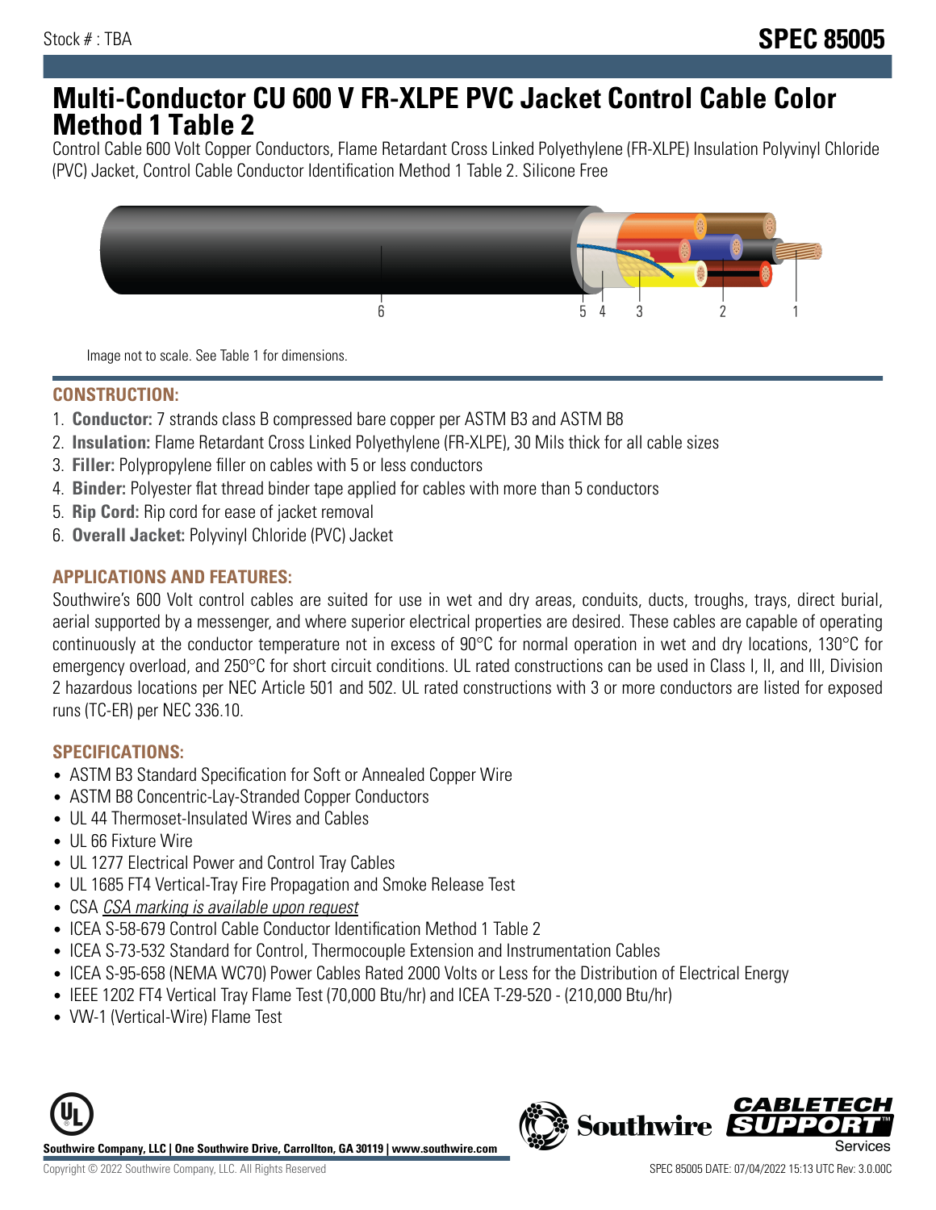Stock # : TBA

# SPEC 85005

# Multi-Conductor CU 600 V FR-XLPE PVC Jacket Control Cable Color Method 1 Table 2

Control Cable 600 Volt Copper Conductors, Flame Retardant Cross Linked Polyethylene (FR-XLPE) Insulation Polyvinyl Chloride (PVC) Jacket, Control Cable Conductor Identification Method 1 Table 2. Silicone Free

Image not to scale. See Table 1 for dimensions.

## CONSTRUCTION:

1. **Conductor:** 7 strands class B compressed bare copper per ASTM B3 and ASTM B8
2. **Insulation:** Flame Retardant Cross Linked Polyethylene (FR-XLPE), 30 Mils thick for all cable sizes
3. **Filler:** Polypropylene filler on cables with 5 or less conductors
4. **Binder:** Polyester flat thread binder tape applied for cables with more than 5 conductors
5. **Rip Cord:** Rip cord for ease of jacket removal
6. **Overall Jacket:** Polyvinyl Chloride (PVC) Jacket

## APPLICATIONS AND FEATURES:

Southwire's 600 Volt control cables are suited for use in wet and dry areas, conduits, ducts, troughs, trays, direct burial, aerial supported by a messenger, and where superior electrical properties are desired. These cables are capable of operating continuously at the conductor temperature not in excess of 90°C for normal operation in wet and dry locations, 130°C for emergency overload, and 250°C for short circuit conditions. UL rated constructions can be used in Class I, II, and III, Division 2 hazardous locations per NEC Article 501 and 502. UL rated constructions with 3 or more conductors are listed for exposed runs (TC-ER) per NEC 336.10.

## SPECIFICATIONS:

- ASTM B3 Standard Specification for Soft or Annealed Copper Wire
- ASTM B8 Concentric-Lay-Stranded Copper Conductors
- UL 44 Thermoset-Insulated Wires and Cables
- UL 66 Fixture Wire
- UL 1277 Electrical Power and Control Tray Cables
- UL 1685 FT4 Vertical-Tray Fire Propagation and Smoke Release Test
- CSA *CSA marking is available upon request*
- ICEA S-58-679 Control Cable Conductor Identification Method 1 Table 2
- ICEA S-73-532 Standard for Control, Thermocouple Extension and Instrumentation Cables
- ICEA S-95-658 (NEMA WC70) Power Cables Rated 2000 Volts or Less for the Distribution of Electrical Energy
- IEEE 1202 FT4 Vertical Tray Flame Test (70,000 Btu/hr) and ICEA T-29-520 - (210,000 Btu/hr)
- VW-1 (Vertical-Wire) Flame Test

**Southwire Company, LLC | One Southwire Drive, Carrollton, GA 30119 | www.southwire.com**

Copyright © 2022 Southwire Company, LLC. All Rights Reserved

SPEC 85005 DATE: 07/04/2022 15:13 UTC Rev: 3.0.00C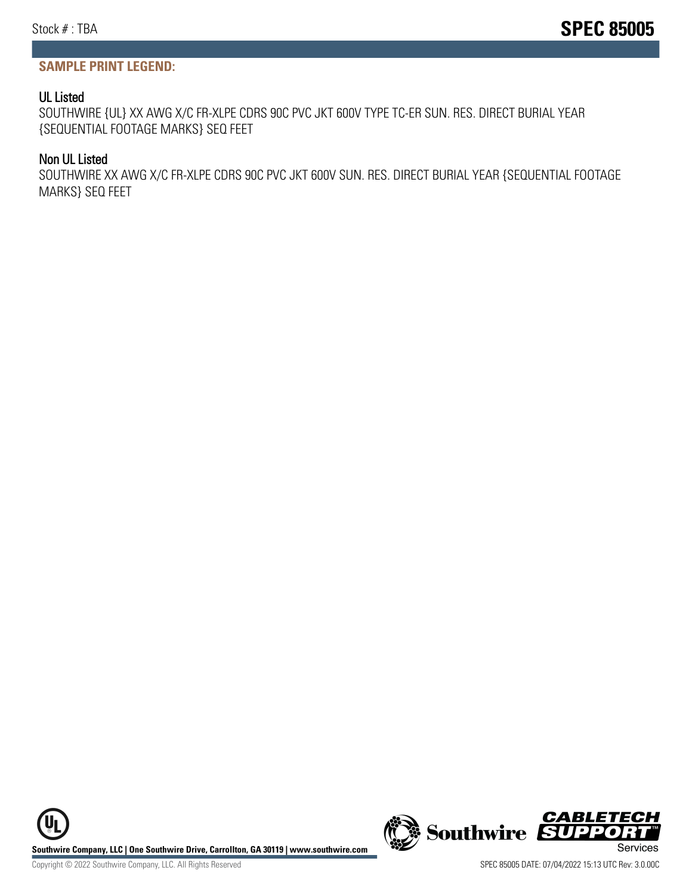**SAMPLE PRINT LEGEND:**

### UL Listed

SOUTHWIRE {UL} XX AWG X/C FR-XLPE CDRS 90C PVC JKT 600V TYPE TC-ER SUN. RES. DIRECT BURIAL YEAR {SEQUENTIAL FOOTAGE MARKS} SEQ FEET

### Non UL Listed

SOUTHWIRE XX AWG X/C FR-XLPE CDRS 90C PVC JKT 600V SUN. RES. DIRECT BURIAL YEAR {SEQUENTIAL FOOTAGE MARKS} SEQ FEET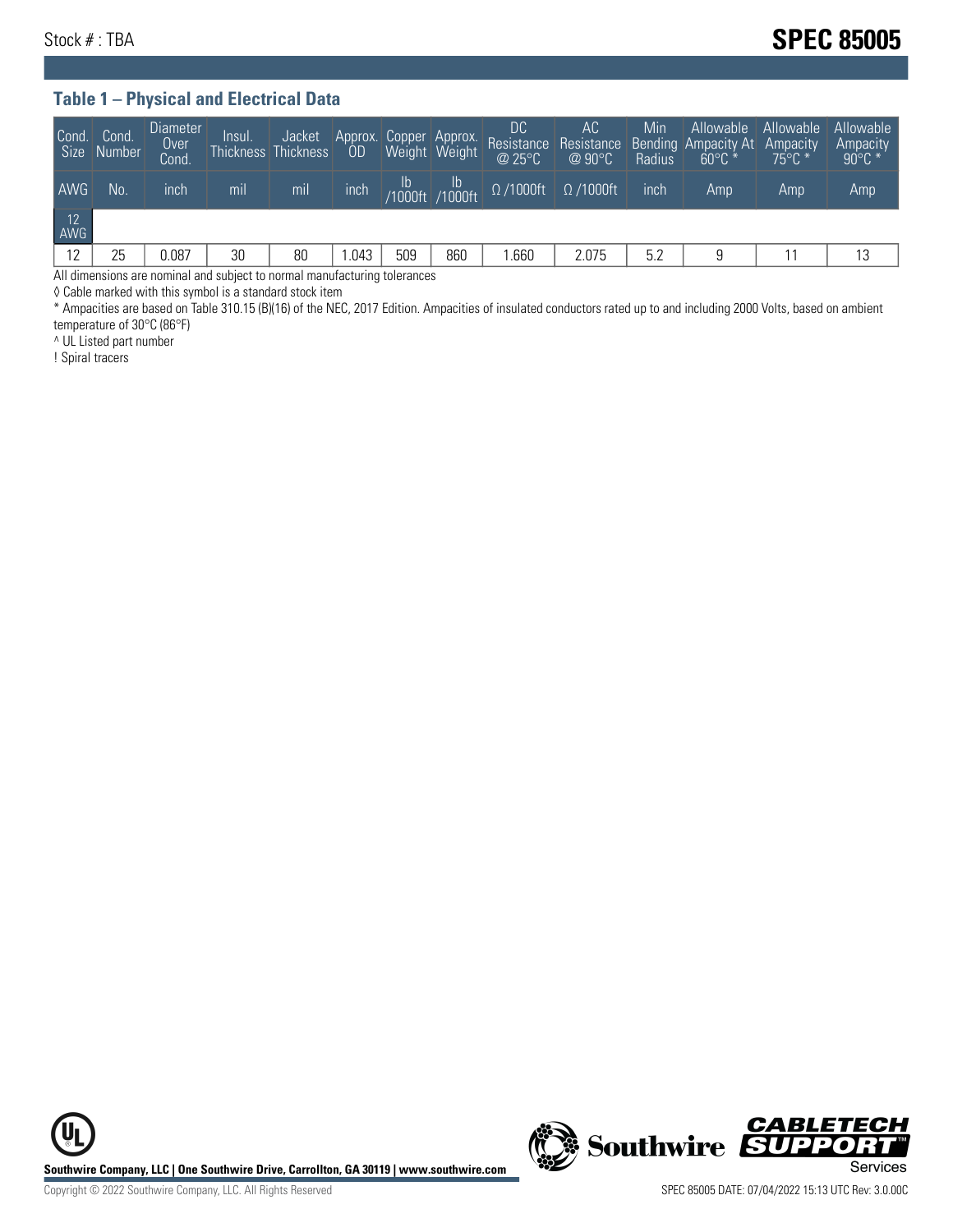## Table 1 – Physical and Electrical Data

| Cond. Size | Cond. Number | Diameter Over Cond. | Insul. Thickness | Jacket Thickness | Approx. OD | Copper Weight | Approx. Weight | DC Resistance @ 25°C | AC Resistance @ 90°C | Min Bending Radius | Allowable Ampacity At 60°C * | Allowable Ampacity 75°C * | Allowable Ampacity 90°C * |
|---|---|---|---|---|---|---|---|---|---|---|---|---|---|
| AWG | No. | inch | mil | mil | inch | lb /1000ft | lb /1000ft | Ω /1000ft | Ω /1000ft | inch | Amp | Amp | Amp |
| 12 AWG | | | | | | | | | | | | | |
| 12 | 25 | 0.087 | 30 | 80 | 1.043 | 509 | 860 | 1.660 | 2.075 | 5.2 | 9 | 11 | 13 |

All dimensions are nominal and subject to normal manufacturing tolerances

◊ Cable marked with this symbol is a standard stock item

* Ampacities are based on Table 310.15 (B)(16) of the NEC, 2017 Edition. Ampacities of insulated conductors rated up to and including 2000 Volts, based on ambient temperature of 30°C (86°F)

^ UL Listed part number

! Spiral tracers